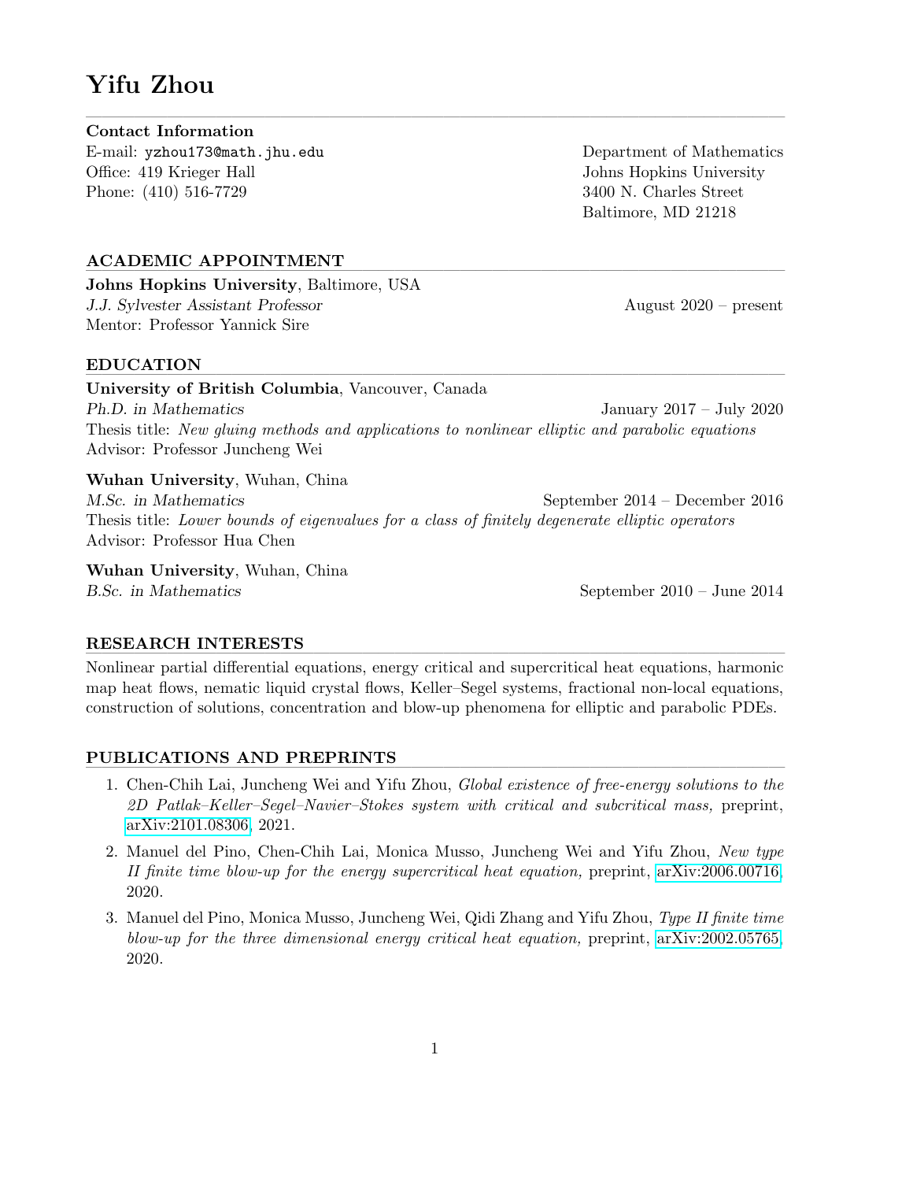# Yifu Zhou

**Contact Information**

E-mail: yzhou173@math.jhu.edu
Office: 419 Krieger Hall
Phone: (410) 516-7729

Department of Mathematics
Johns Hopkins University
3400 N. Charles Street
Baltimore, MD 21218

## ACADEMIC APPOINTMENT

**Johns Hopkins University**, Baltimore, USA
*J.J. Sylvester Assistant Professor* — August 2020 – present
Mentor: Professor Yannick Sire

## EDUCATION

**University of British Columbia**, Vancouver, Canada
*Ph.D. in Mathematics* — January 2017 – July 2020
Thesis title: *New gluing methods and applications to nonlinear elliptic and parabolic equations*
Advisor: Professor Juncheng Wei

**Wuhan University**, Wuhan, China
*M.Sc. in Mathematics* — September 2014 – December 2016
Thesis title: *Lower bounds of eigenvalues for a class of finitely degenerate elliptic operators*
Advisor: Professor Hua Chen

**Wuhan University**, Wuhan, China
*B.Sc. in Mathematics* — September 2010 – June 2014

## RESEARCH INTERESTS

Nonlinear partial differential equations, energy critical and supercritical heat equations, harmonic map heat flows, nematic liquid crystal flows, Keller–Segel systems, fractional non-local equations, construction of solutions, concentration and blow-up phenomena for elliptic and parabolic PDEs.

## PUBLICATIONS AND PREPRINTS

1. Chen-Chih Lai, Juncheng Wei and Yifu Zhou, *Global existence of free-energy solutions to the 2D Patlak–Keller–Segel–Navier–Stokes system with critical and subcritical mass,* preprint, arXiv:2101.08306, 2021.
2. Manuel del Pino, Chen-Chih Lai, Monica Musso, Juncheng Wei and Yifu Zhou, *New type II finite time blow-up for the energy supercritical heat equation,* preprint, arXiv:2006.00716, 2020.
3. Manuel del Pino, Monica Musso, Juncheng Wei, Qidi Zhang and Yifu Zhou, *Type II finite time blow-up for the three dimensional energy critical heat equation,* preprint, arXiv:2002.05765, 2020.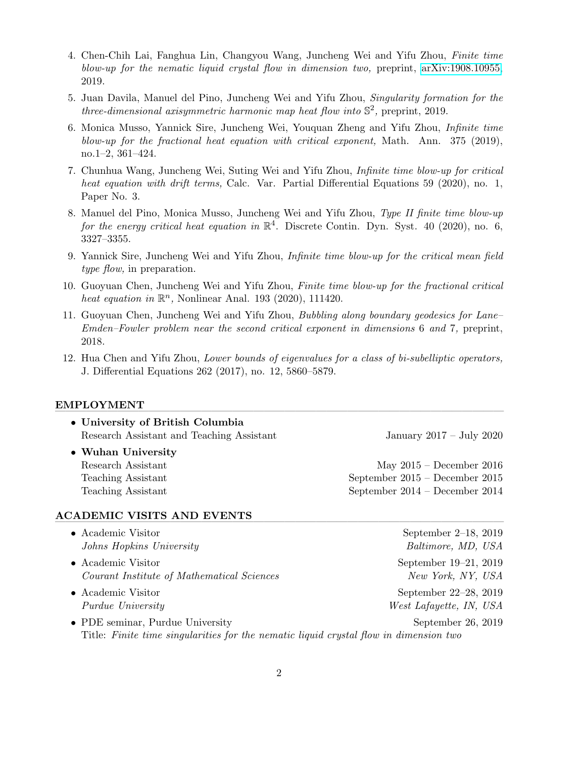4. Chen-Chih Lai, Fanghua Lin, Changyou Wang, Juncheng Wei and Yifu Zhou, *Finite time blow-up for the nematic liquid crystal flow in dimension two,* preprint, arXiv:1908.10955, 2019.

5. Juan Davila, Manuel del Pino, Juncheng Wei and Yifu Zhou, *Singularity formation for the three-dimensional axisymmetric harmonic map heat flow into* $\mathbb{S}^2$*,* preprint, 2019.

6. Monica Musso, Yannick Sire, Juncheng Wei, Youquan Zheng and Yifu Zhou, *Infinite time blow-up for the fractional heat equation with critical exponent,* Math. Ann. 375 (2019), no.1–2, 361–424.

7. Chunhua Wang, Juncheng Wei, Suting Wei and Yifu Zhou, *Infinite time blow-up for critical heat equation with drift terms,* Calc. Var. Partial Differential Equations 59 (2020), no. 1, Paper No. 3.

8. Manuel del Pino, Monica Musso, Juncheng Wei and Yifu Zhou, *Type II finite time blow-up for the energy critical heat equation in* $\mathbb{R}^4$. Discrete Contin. Dyn. Syst. 40 (2020), no. 6, 3327–3355.

9. Yannick Sire, Juncheng Wei and Yifu Zhou, *Infinite time blow-up for the critical mean field type flow,* in preparation.

10. Guoyuan Chen, Juncheng Wei and Yifu Zhou, *Finite time blow-up for the fractional critical heat equation in* $\mathbb{R}^n$*,* Nonlinear Anal. 193 (2020), 111420.

11. Guoyuan Chen, Juncheng Wei and Yifu Zhou, *Bubbling along boundary geodesics for Lane–Emden–Fowler problem near the second critical exponent in dimensions* 6 *and* 7*,* preprint, 2018.

12. Hua Chen and Yifu Zhou, *Lower bounds of eigenvalues for a class of bi-subelliptic operators,* J. Differential Equations 262 (2017), no. 12, 5860–5879.

## EMPLOYMENT

- **University of British Columbia**
  Research Assistant and Teaching Assistant — January 2017 – July 2020
- **Wuhan University**
  Research Assistant — May 2015 – December 2016
  Teaching Assistant — September 2015 – December 2015
  Teaching Assistant — September 2014 – December 2014

## ACADEMIC VISITS AND EVENTS

- Academic Visitor — September 2–18, 2019
  *Johns Hopkins University* — *Baltimore, MD, USA*
- Academic Visitor — September 19–21, 2019
  *Courant Institute of Mathematical Sciences* — *New York, NY, USA*
- Academic Visitor — September 22–28, 2019
  *Purdue University* — *West Lafayette, IN, USA*
- PDE seminar, Purdue University — September 26, 2019
  Title: *Finite time singularities for the nematic liquid crystal flow in dimension two*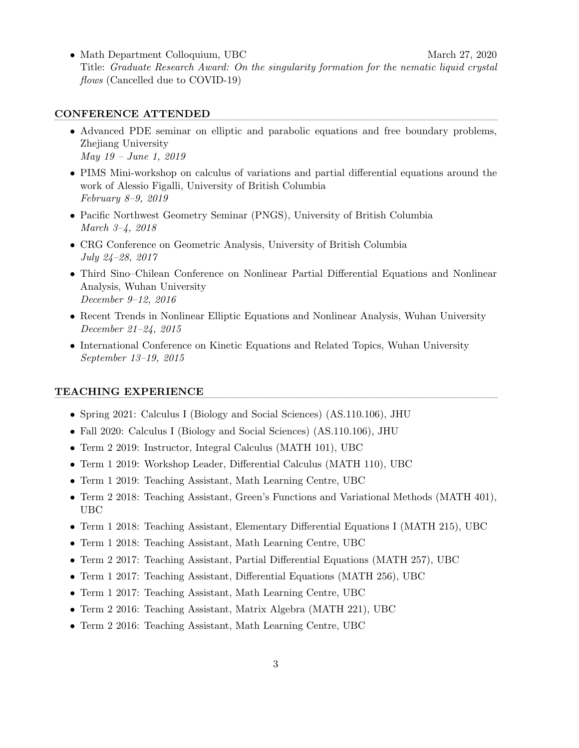- Math Department Colloquium, UBC March 27, 2020
  Title: *Graduate Research Award: On the singularity formation for the nematic liquid crystal flows* (Cancelled due to COVID-19)

## CONFERENCE ATTENDED

- Advanced PDE seminar on elliptic and parabolic equations and free boundary problems, Zhejiang University
  *May 19 – June 1, 2019*
- PIMS Mini-workshop on calculus of variations and partial differential equations around the work of Alessio Figalli, University of British Columbia
  *February 8–9, 2019*
- Pacific Northwest Geometry Seminar (PNGS), University of British Columbia
  *March 3–4, 2018*
- CRG Conference on Geometric Analysis, University of British Columbia
  *July 24–28, 2017*
- Third Sino–Chilean Conference on Nonlinear Partial Differential Equations and Nonlinear Analysis, Wuhan University
  *December 9–12, 2016*
- Recent Trends in Nonlinear Elliptic Equations and Nonlinear Analysis, Wuhan University
  *December 21–24, 2015*
- International Conference on Kinetic Equations and Related Topics, Wuhan University
  *September 13–19, 2015*

## TEACHING EXPERIENCE

- Spring 2021: Calculus I (Biology and Social Sciences) (AS.110.106), JHU
- Fall 2020: Calculus I (Biology and Social Sciences) (AS.110.106), JHU
- Term 2 2019: Instructor, Integral Calculus (MATH 101), UBC
- Term 1 2019: Workshop Leader, Differential Calculus (MATH 110), UBC
- Term 1 2019: Teaching Assistant, Math Learning Centre, UBC
- Term 2 2018: Teaching Assistant, Green's Functions and Variational Methods (MATH 401), UBC
- Term 1 2018: Teaching Assistant, Elementary Differential Equations I (MATH 215), UBC
- Term 1 2018: Teaching Assistant, Math Learning Centre, UBC
- Term 2 2017: Teaching Assistant, Partial Differential Equations (MATH 257), UBC
- Term 1 2017: Teaching Assistant, Differential Equations (MATH 256), UBC
- Term 1 2017: Teaching Assistant, Math Learning Centre, UBC
- Term 2 2016: Teaching Assistant, Matrix Algebra (MATH 221), UBC
- Term 2 2016: Teaching Assistant, Math Learning Centre, UBC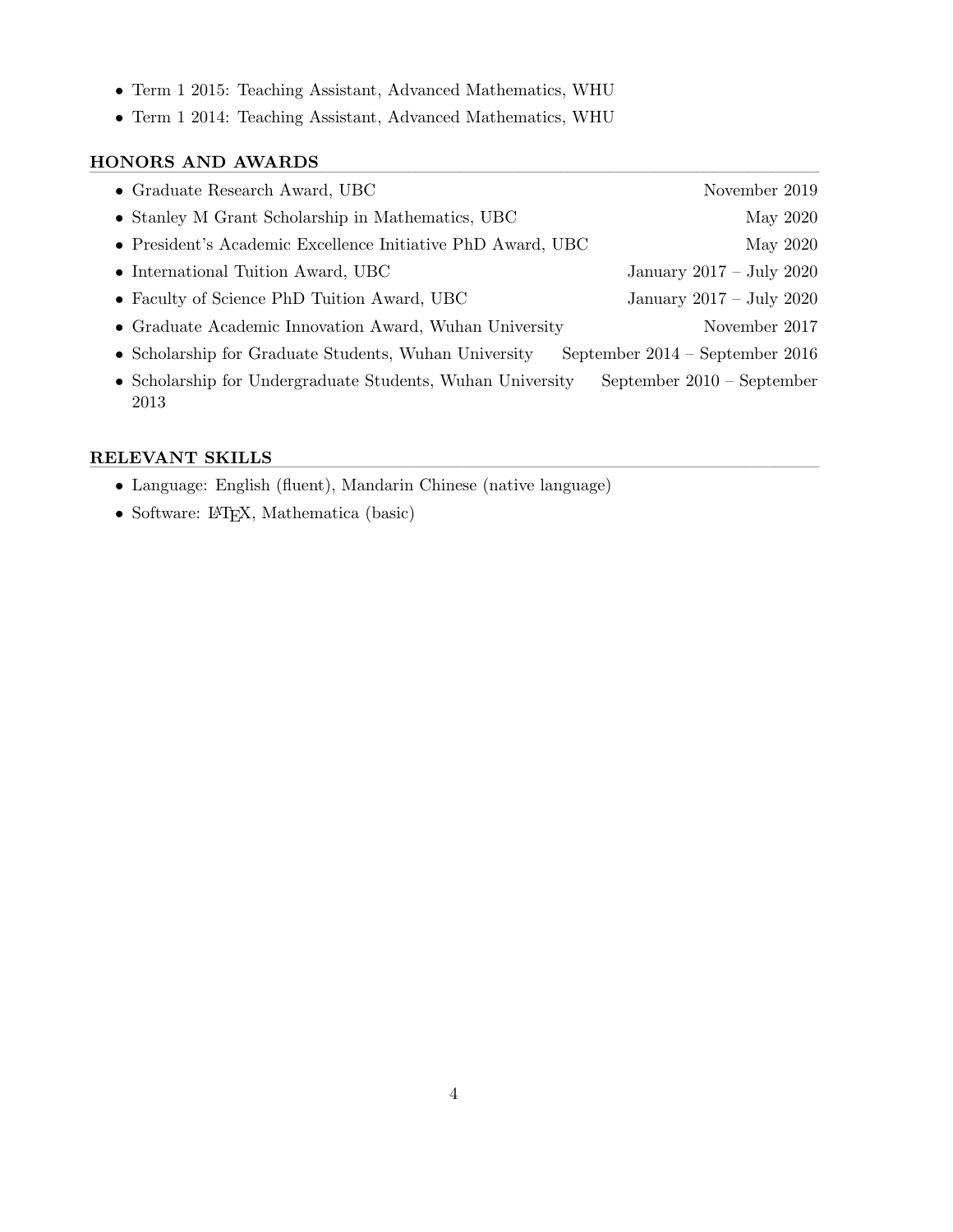- Term 1 2015: Teaching Assistant, Advanced Mathematics, WHU
- Term 1 2014: Teaching Assistant, Advanced Mathematics, WHU

## HONORS AND AWARDS

- Graduate Research Award, UBC — November 2019
- Stanley M Grant Scholarship in Mathematics, UBC — May 2020
- President's Academic Excellence Initiative PhD Award, UBC — May 2020
- International Tuition Award, UBC — January 2017 – July 2020
- Faculty of Science PhD Tuition Award, UBC — January 2017 – July 2020
- Graduate Academic Innovation Award, Wuhan University — November 2017
- Scholarship for Graduate Students, Wuhan University — September 2014 – September 2016
- Scholarship for Undergraduate Students, Wuhan University — September 2010 – September 2013

## RELEVANT SKILLS

- Language: English (fluent), Mandarin Chinese (native language)
- Software: LaTeX, Mathematica (basic)